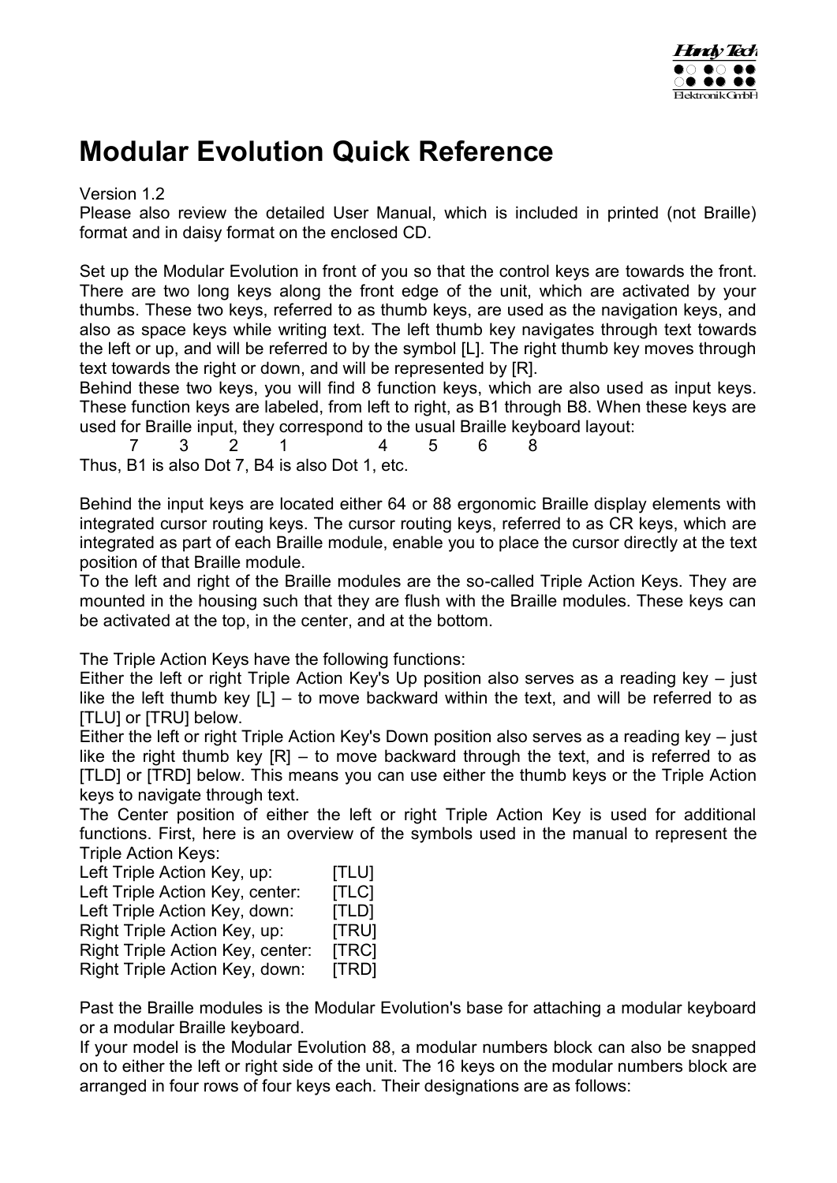# Modular Evolution Quick Reference

Version 1.2
Please also review the detailed User Manual, which is included in printed (not Braille) format and in daisy format on the enclosed CD.

Set up the Modular Evolution in front of you so that the control keys are towards the front. There are two long keys along the front edge of the unit, which are activated by your thumbs. These two keys, referred to as thumb keys, are used as the navigation keys, and also as space keys while writing text. The left thumb key navigates through text towards the left or up, and will be referred to by the symbol [L]. The right thumb key moves through text towards the right or down, and will be represented by [R].
Behind these two keys, you will find 8 function keys, which are also used as input keys. These function keys are labeled, from left to right, as B1 through B8. When these keys are used for Braille input, they correspond to the usual Braille keyboard layout:

7 3 2 1 4 5 6 8

Thus, B1 is also Dot 7, B4 is also Dot 1, etc.

Behind the input keys are located either 64 or 88 ergonomic Braille display elements with integrated cursor routing keys. The cursor routing keys, referred to as CR keys, which are integrated as part of each Braille module, enable you to place the cursor directly at the text position of that Braille module.
To the left and right of the Braille modules are the so-called Triple Action Keys. They are mounted in the housing such that they are flush with the Braille modules. These keys can be activated at the top, in the center, and at the bottom.

The Triple Action Keys have the following functions:
Either the left or right Triple Action Key's Up position also serves as a reading key – just like the left thumb key [L] – to move backward within the text, and will be referred to as [TLU] or [TRU] below.
Either the left or right Triple Action Key's Down position also serves as a reading key – just like the right thumb key [R] – to move backward through the text, and is referred to as [TLD] or [TRD] below. This means you can use either the thumb keys or the Triple Action keys to navigate through text.
The Center position of either the left or right Triple Action Key is used for additional functions. First, here is an overview of the symbols used in the manual to represent the Triple Action Keys:

| | |
|---|---|
| Left Triple Action Key, up: | [TLU] |
| Left Triple Action Key, center: | [TLC] |
| Left Triple Action Key, down: | [TLD] |
| Right Triple Action Key, up: | [TRU] |
| Right Triple Action Key, center: | [TRC] |
| Right Triple Action Key, down: | [TRD] |

Past the Braille modules is the Modular Evolution's base for attaching a modular keyboard or a modular Braille keyboard.
If your model is the Modular Evolution 88, a modular numbers block can also be snapped on to either the left or right side of the unit. The 16 keys on the modular numbers block are arranged in four rows of four keys each. Their designations are as follows: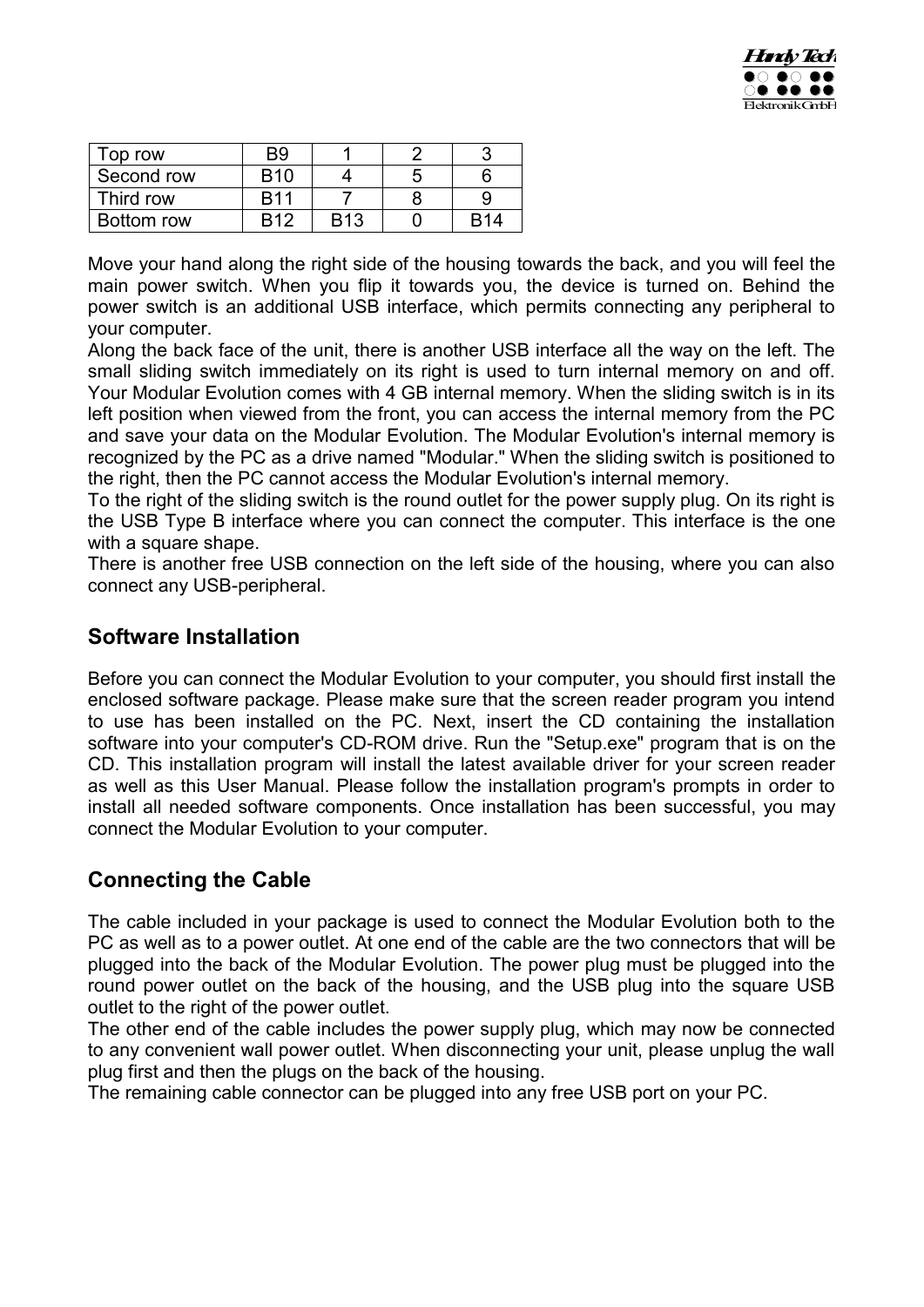| Top row | B9 | 1 | 2 | 3 |
|---|---|---|---|---|
| Second row | B10 | 4 | 5 | 6 |
| Third row | B11 | 7 | 8 | 9 |
| Bottom row | B12 | B13 | 0 | B14 |

Move your hand along the right side of the housing towards the back, and you will feel the main power switch. When you flip it towards you, the device is turned on. Behind the power switch is an additional USB interface, which permits connecting any peripheral to your computer.
Along the back face of the unit, there is another USB interface all the way on the left. The small sliding switch immediately on its right is used to turn internal memory on and off. Your Modular Evolution comes with 4 GB internal memory. When the sliding switch is in its left position when viewed from the front, you can access the internal memory from the PC and save your data on the Modular Evolution. The Modular Evolution's internal memory is recognized by the PC as a drive named "Modular." When the sliding switch is positioned to the right, then the PC cannot access the Modular Evolution's internal memory.
To the right of the sliding switch is the round outlet for the power supply plug. On its right is the USB Type B interface where you can connect the computer. This interface is the one with a square shape.
There is another free USB connection on the left side of the housing, where you can also connect any USB-peripheral.

## Software Installation

Before you can connect the Modular Evolution to your computer, you should first install the enclosed software package. Please make sure that the screen reader program you intend to use has been installed on the PC. Next, insert the CD containing the installation software into your computer's CD-ROM drive. Run the "Setup.exe" program that is on the CD. This installation program will install the latest available driver for your screen reader as well as this User Manual. Please follow the installation program's prompts in order to install all needed software components. Once installation has been successful, you may connect the Modular Evolution to your computer.

## Connecting the Cable

The cable included in your package is used to connect the Modular Evolution both to the PC as well as to a power outlet. At one end of the cable are the two connectors that will be plugged into the back of the Modular Evolution. The power plug must be plugged into the round power outlet on the back of the housing, and the USB plug into the square USB outlet to the right of the power outlet.
The other end of the cable includes the power supply plug, which may now be connected to any convenient wall power outlet. When disconnecting your unit, please unplug the wall plug first and then the plugs on the back of the housing.
The remaining cable connector can be plugged into any free USB port on your PC.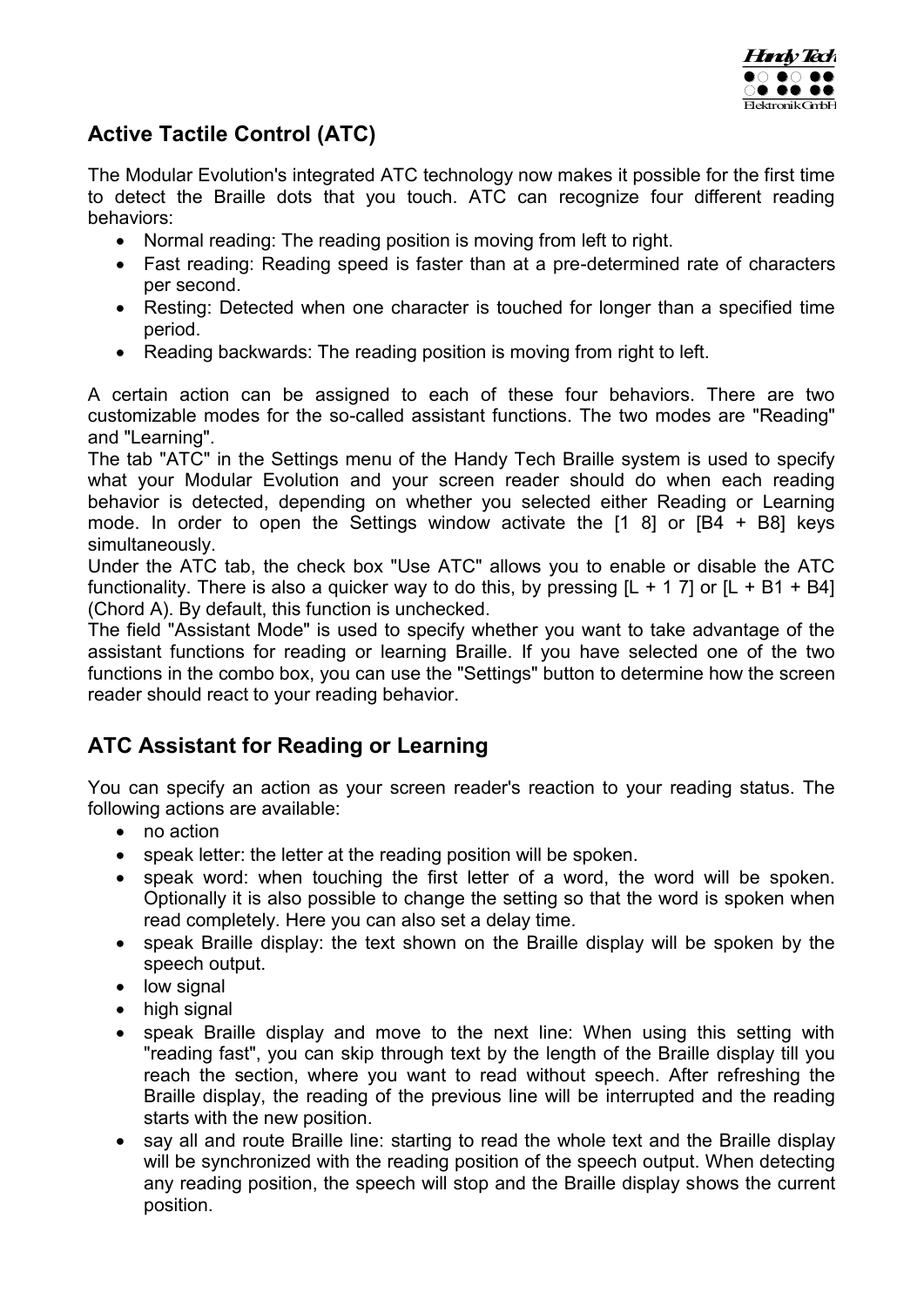## Active Tactile Control (ATC)

The Modular Evolution's integrated ATC technology now makes it possible for the first time to detect the Braille dots that you touch. ATC can recognize four different reading behaviors:

- Normal reading: The reading position is moving from left to right.
- Fast reading: Reading speed is faster than at a pre-determined rate of characters per second.
- Resting: Detected when one character is touched for longer than a specified time period.
- Reading backwards: The reading position is moving from right to left.

A certain action can be assigned to each of these four behaviors. There are two customizable modes for the so-called assistant functions. The two modes are "Reading" and "Learning".
The tab "ATC" in the Settings menu of the Handy Tech Braille system is used to specify what your Modular Evolution and your screen reader should do when each reading behavior is detected, depending on whether you selected either Reading or Learning mode. In order to open the Settings window activate the [1 8] or [B4 + B8] keys simultaneously.
Under the ATC tab, the check box "Use ATC" allows you to enable or disable the ATC functionality. There is also a quicker way to do this, by pressing [L + 1 7] or [L + B1 + B4] (Chord A). By default, this function is unchecked.
The field "Assistant Mode" is used to specify whether you want to take advantage of the assistant functions for reading or learning Braille. If you have selected one of the two functions in the combo box, you can use the "Settings" button to determine how the screen reader should react to your reading behavior.

## ATC Assistant for Reading or Learning

You can specify an action as your screen reader's reaction to your reading status. The following actions are available:

- no action
- speak letter: the letter at the reading position will be spoken.
- speak word: when touching the first letter of a word, the word will be spoken. Optionally it is also possible to change the setting so that the word is spoken when read completely. Here you can also set a delay time.
- speak Braille display: the text shown on the Braille display will be spoken by the speech output.
- low signal
- high signal
- speak Braille display and move to the next line: When using this setting with "reading fast", you can skip through text by the length of the Braille display till you reach the section, where you want to read without speech. After refreshing the Braille display, the reading of the previous line will be interrupted and the reading starts with the new position.
- say all and route Braille line: starting to read the whole text and the Braille display will be synchronized with the reading position of the speech output. When detecting any reading position, the speech will stop and the Braille display shows the current position.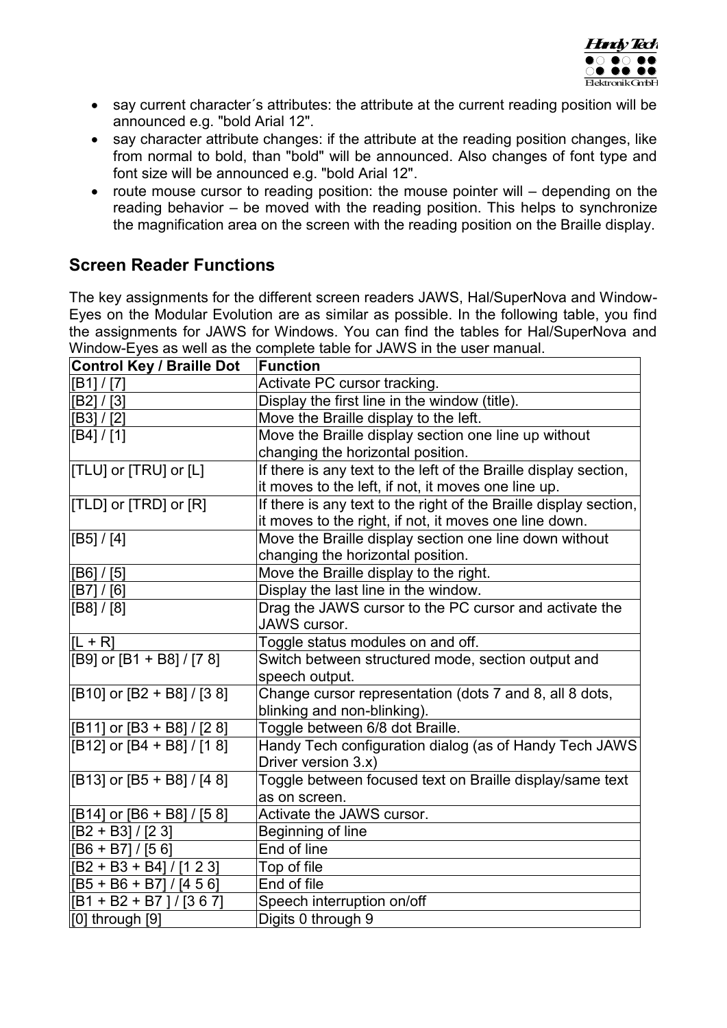- say current character´s attributes: the attribute at the current reading position will be announced e.g. "bold Arial 12".
- say character attribute changes: if the attribute at the reading position changes, like from normal to bold, than "bold" will be announced. Also changes of font type and font size will be announced e.g. "bold Arial 12".
- route mouse cursor to reading position: the mouse pointer will – depending on the reading behavior – be moved with the reading position. This helps to synchronize the magnification area on the screen with the reading position on the Braille display.

## Screen Reader Functions

The key assignments for the different screen readers JAWS, Hal/SuperNova and Window-Eyes on the Modular Evolution are as similar as possible. In the following table, you find the assignments for JAWS for Windows. You can find the tables for Hal/SuperNova and Window-Eyes as well as the complete table for JAWS in the user manual.

| Control Key / Braille Dot | Function |
|---|---|
| [B1] / [7] | Activate PC cursor tracking. |
| [B2] / [3] | Display the first line in the window (title). |
| [B3] / [2] | Move the Braille display to the left. |
| [B4] / [1] | Move the Braille display section one line up without changing the horizontal position. |
| [TLU] or [TRU] or [L] | If there is any text to the left of the Braille display section, it moves to the left, if not, it moves one line up. |
| [TLD] or [TRD] or [R] | If there is any text to the right of the Braille display section, it moves to the right, if not, it moves one line down. |
| [B5] / [4] | Move the Braille display section one line down without changing the horizontal position. |
| [B6] / [5] | Move the Braille display to the right. |
| [B7] / [6] | Display the last line in the window. |
| [B8] / [8] | Drag the JAWS cursor to the PC cursor and activate the JAWS cursor. |
| [L + R] | Toggle status modules on and off. |
| [B9] or [B1 + B8] / [7 8] | Switch between structured mode, section output and speech output. |
| [B10] or [B2 + B8] / [3 8] | Change cursor representation (dots 7 and 8, all 8 dots, blinking and non-blinking). |
| [B11] or [B3 + B8] / [2 8] | Toggle between 6/8 dot Braille. |
| [B12] or [B4 + B8] / [1 8] | Handy Tech configuration dialog (as of Handy Tech JAWS Driver version 3.x) |
| [B13] or [B5 + B8] / [4 8] | Toggle between focused text on Braille display/same text as on screen. |
| [B14] or [B6 + B8] / [5 8] | Activate the JAWS cursor. |
| [B2 + B3] / [2 3] | Beginning of line |
| [B6 + B7] / [5 6] | End of line |
| [B2 + B3 + B4] / [1 2 3] | Top of file |
| [B5 + B6 + B7] / [4 5 6] | End of file |
| [B1 + B2 + B7 ] / [3 6 7] | Speech interruption on/off |
| [0] through [9] | Digits 0 through 9 |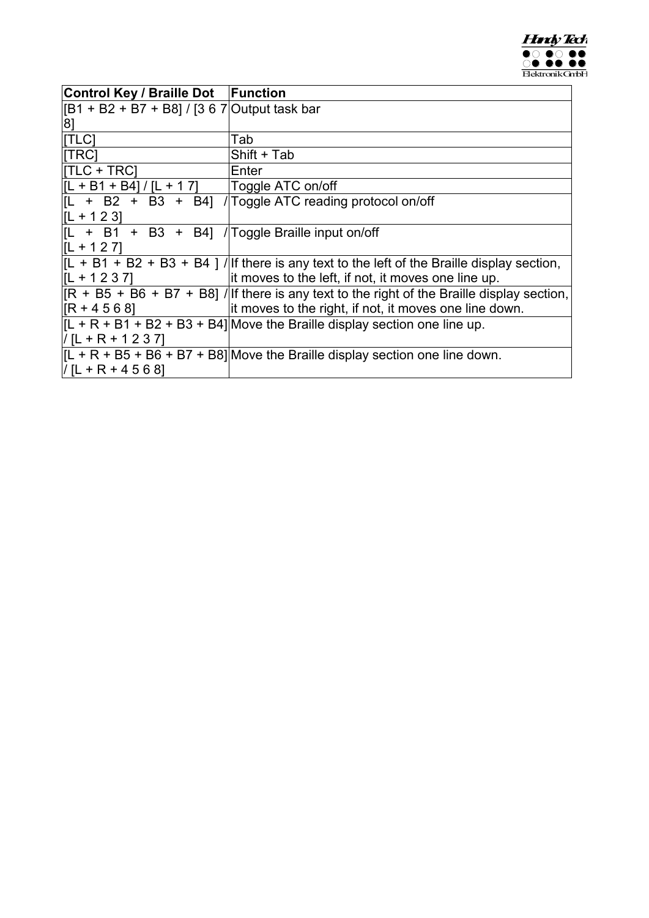| Control Key / Braille Dot | Function |
|---|---|
| [B1 + B2 + B7 + B8] / [3 6 7 8] | Output task bar |
| [TLC] | Tab |
| [TRC] | Shift + Tab |
| [TLC + TRC] | Enter |
| [L + B1 + B4] / [L + 1 7] | Toggle ATC on/off |
| [L + B2 + B3 + B4] / [L + 1 2 3] | Toggle ATC reading protocol on/off |
| [L + B1 + B3 + B4] / [L + 1 2 7] | Toggle Braille input on/off |
| [L + B1 + B2 + B3 + B4 ] / [L + 1 2 3 7] | If there is any text to the left of the Braille display section, it moves to the left, if not, it moves one line up. |
| [R + B5 + B6 + B7 + B8] / [R + 4 5 6 8] | If there is any text to the right of the Braille display section, it moves to the right, if not, it moves one line down. |
| [L + R + B1 + B2 + B3 + B4] / [L + R + 1 2 3 7] | Move the Braille display section one line up. |
| [L + R + B5 + B6 + B7 + B8] / [L + R + 4 5 6 8] | Move the Braille display section one line down. |